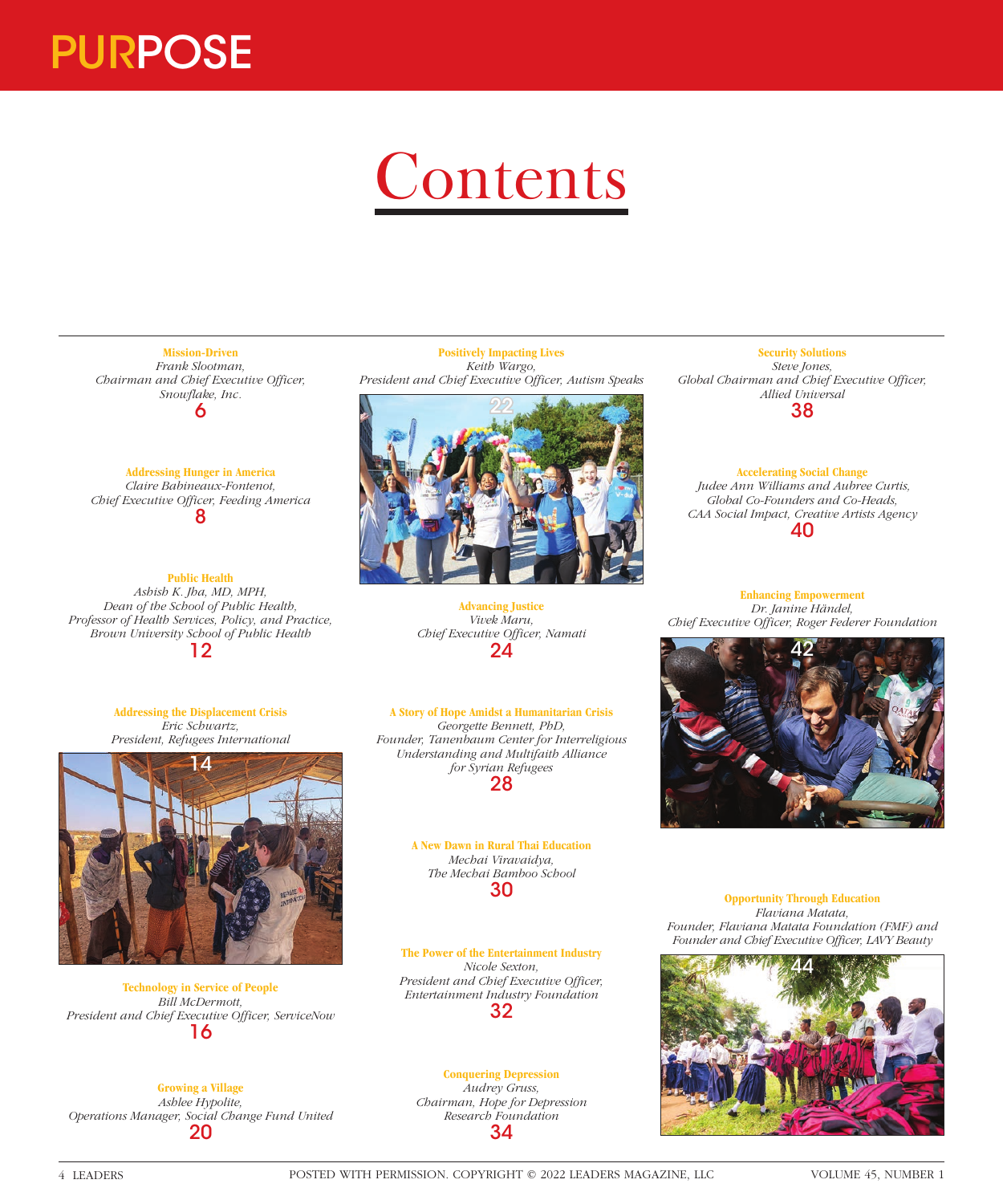# PURPOSE

# Contents

**Mission-Driven**
*Frank Slootman,*
*Chairman and Chief Executive Officer,*
*Snowflake, Inc.*
6

**Addressing Hunger in America**
*Claire Babineaux-Fontenot,*
*Chief Executive Officer, Feeding America*
8

**Public Health**
*Ashish K. Jha, MD, MPH,*
*Dean of the School of Public Health,*
*Professor of Health Services, Policy, and Practice,*
*Brown University School of Public Health*
12

**Addressing the Displacement Crisis**
*Eric Schwartz,*
*President, Refugees International*
14

**Technology in Service of People**
*Bill McDermott,*
*President and Chief Executive Officer, ServiceNow*
16

**Growing a Village**
*Ashlee Hypolite,*
*Operations Manager, Social Change Fund United*
20

**Positively Impacting Lives**
*Keith Wargo,*
*President and Chief Executive Officer, Autism Speaks*
22

**Advancing Justice**
*Vivek Maru,*
*Chief Executive Officer, Namati*
24

**A Story of Hope Amidst a Humanitarian Crisis**
*Georgette Bennett, PhD,*
*Founder, Tanenbaum Center for Interreligious Understanding and Multifaith Alliance for Syrian Refugees*
28

**A New Dawn in Rural Thai Education**
*Mechai Viravaidya,*
*The Mechai Bamboo School*
30

**The Power of the Entertainment Industry**
*Nicole Sexton,*
*President and Chief Executive Officer,*
*Entertainment Industry Foundation*
32

**Conquering Depression**
*Audrey Gruss,*
*Chairman, Hope for Depression Research Foundation*
34

**Security Solutions**
*Steve Jones,*
*Global Chairman and Chief Executive Officer,*
*Allied Universal*
38

**Accelerating Social Change**
*Judee Ann Williams and Aubree Curtis,*
*Global Co-Founders and Co-Heads,*
*CAA Social Impact, Creative Artists Agency*
40

**Enhancing Empowerment**
*Dr. Janine Händel,*
*Chief Executive Officer, Roger Federer Foundation*
42

**Opportunity Through Education**
*Flaviana Matata,*
*Founder, Flaviana Matata Foundation (FMF) and Founder and Chief Executive Officer, LAVY Beauty*
44

POSTED WITH PERMISSION. COPYRIGHT © 2022 LEADERS MAGAZINE, LLC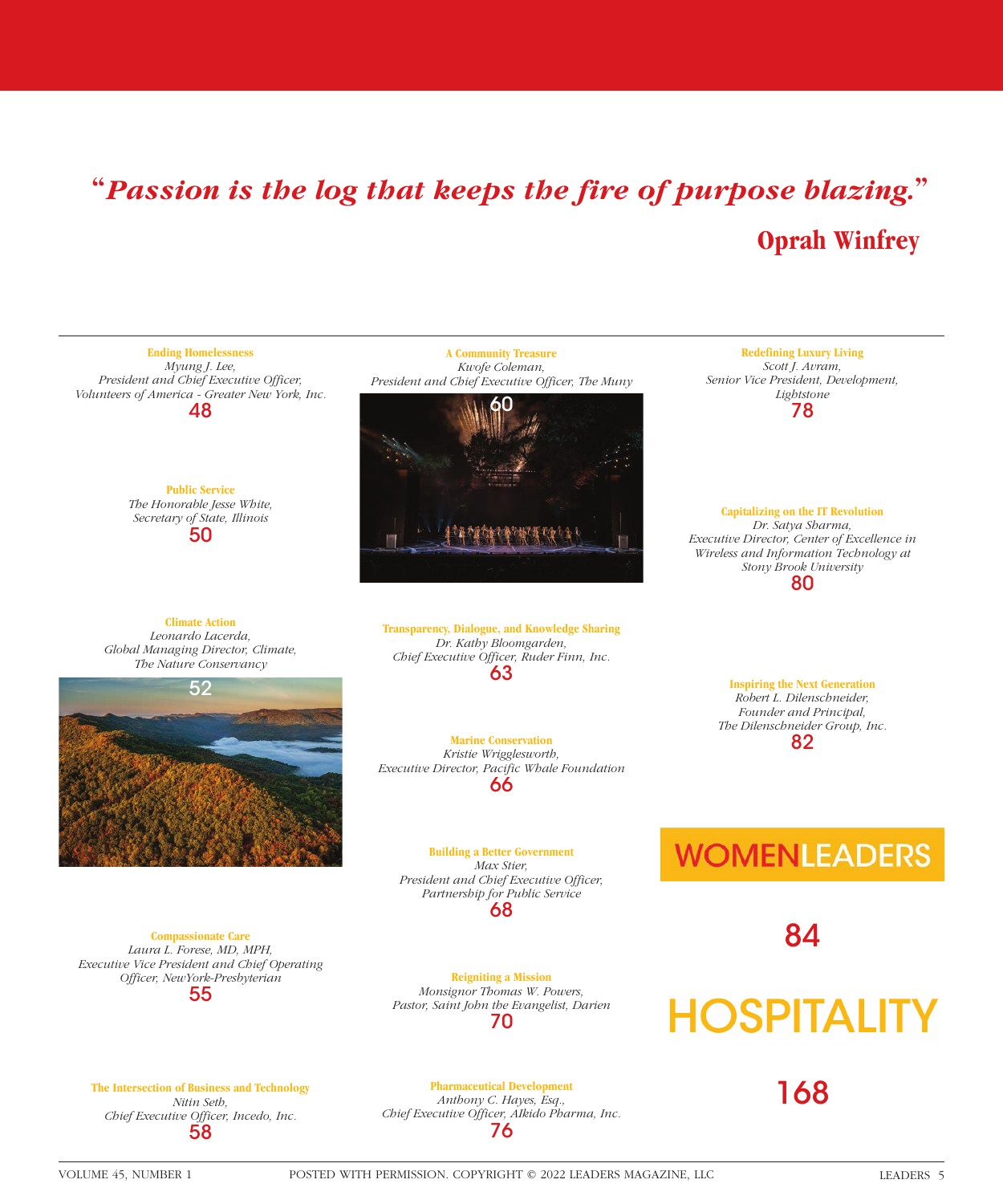*"Passion is the log that keeps the fire of purpose blazing."*

**Oprah Winfrey**

**Ending Homelessness**
*Myung J. Lee,*
*President and Chief Executive Officer,*
*Volunteers of America - Greater New York, Inc.*
48

**Public Service**
*The Honorable Jesse White,*
*Secretary of State, Illinois*
50

**Climate Action**
*Leonardo Lacerda,*
*Global Managing Director, Climate,*
*The Nature Conservancy*
52

**Compassionate Care**
*Laura L. Forese, MD, MPH,*
*Executive Vice President and Chief Operating Officer, NewYork-Presbyterian*
55

**The Intersection of Business and Technology**
*Nitin Seth,*
*Chief Executive Officer, Incedo, Inc.*
58

**A Community Treasure**
*Kwofe Coleman,*
*President and Chief Executive Officer, The Muny*
60

**Transparency, Dialogue, and Knowledge Sharing**
*Dr. Kathy Bloomgarden,*
*Chief Executive Officer, Ruder Finn, Inc.*
63

**Marine Conservation**
*Kristie Wrigglesworth,*
*Executive Director, Pacific Whale Foundation*
66

**Building a Better Government**
*Max Stier,*
*President and Chief Executive Officer,*
*Partnership for Public Service*
68

**Reigniting a Mission**
*Monsignor Thomas W. Powers,*
*Pastor, Saint John the Evangelist, Darien*
70

**Pharmaceutical Development**
*Anthony C. Hayes, Esq.,*
*Chief Executive Officer, Alkido Pharma, Inc.*
76

**Redefining Luxury Living**
*Scott J. Avram,*
*Senior Vice President, Development,*
*Lightstone*
78

**Capitalizing on the IT Revolution**
*Dr. Satya Sharma,*
*Executive Director, Center of Excellence in Wireless and Information Technology at Stony Brook University*
80

**Inspiring the Next Generation**
*Robert L. Dilenschneider,*
*Founder and Principal,*
*The Dilenschneider Group, Inc.*
82

**WOMENLEADERS**

84

**HOSPITALITY**

168

VOLUME 45, NUMBER 1 — POSTED WITH PERMISSION. COPYRIGHT © 2022 LEADERS MAGAZINE, LLC